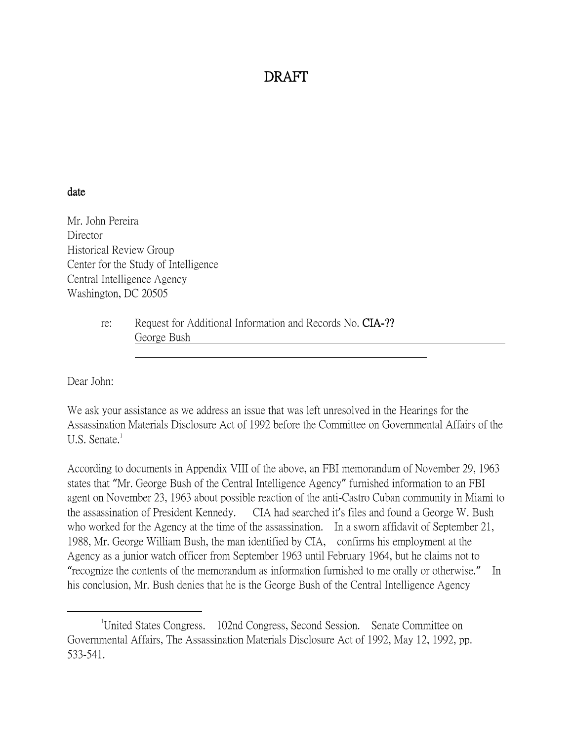# DRAFT

**date**

Mr. John Pereira
Director
Historical Review Group
Center for the Study of Intelligence
Central Intelligence Agency
Washington, DC 20505

re: Request for Additional Information and Records No. **CIA-??**
George Bush

Dear John:

We ask your assistance as we address an issue that was left unresolved in the Hearings for the Assassination Materials Disclosure Act of 1992 before the Committee on Governmental Affairs of the U.S. Senate.[1]

According to documents in Appendix VIII of the above, an FBI memorandum of November 29, 1963 states that "Mr. George Bush of the Central Intelligence Agency" furnished information to an FBI agent on November 23, 1963 about possible reaction of the anti-Castro Cuban community in Miami to the assassination of President Kennedy. CIA had searched it's files and found a George W. Bush who worked for the Agency at the time of the assassination. In a sworn affidavit of September 21, 1988, Mr. George William Bush, the man identified by CIA, confirms his employment at the Agency as a junior watch officer from September 1963 until February 1964, but he claims not to "recognize the contents of the memorandum as information furnished to me orally or otherwise." In his conclusion, Mr. Bush denies that he is the George Bush of the Central Intelligence Agency

---

[1] United States Congress. 102nd Congress, Second Session. Senate Committee on Governmental Affairs, The Assassination Materials Disclosure Act of 1992, May 12, 1992, pp. 533-541.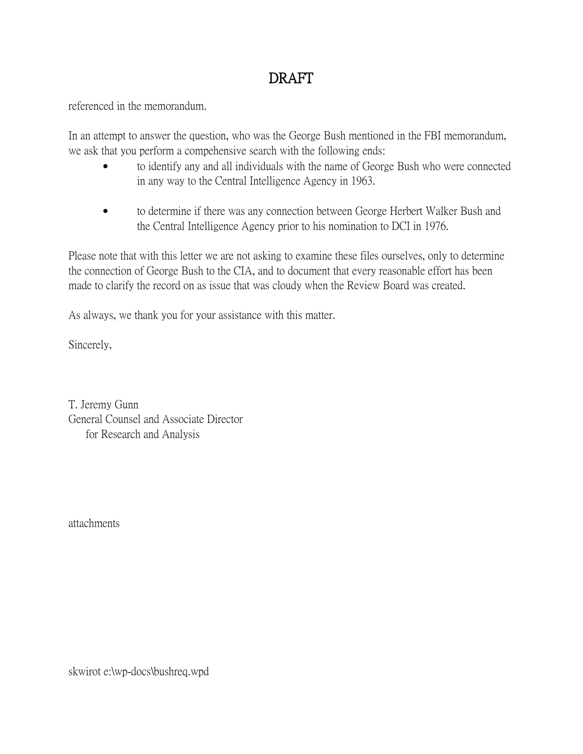# DRAFT

referenced in the memorandum.

In an attempt to answer the question, who was the George Bush mentioned in the FBI memorandum, we ask that you perform a compehensive search with the following ends:

- to identify any and all individuals with the name of George Bush who were connected in any way to the Central Intelligence Agency in 1963.

- to determine if there was any connection between George Herbert Walker Bush and the Central Intelligence Agency prior to his nomination to DCI in 1976.

Please note that with this letter we are not asking to examine these files ourselves, only to determine the connection of George Bush to the CIA, and to document that every reasonable effort has been made to clarify the record on as issue that was cloudy when the Review Board was created.

As always, we thank you for your assistance with this matter.

Sincerely,

T. Jeremy Gunn
General Counsel and Associate Director
for Research and Analysis

attachments

skwirot e:\wp-docs\bushreq.wpd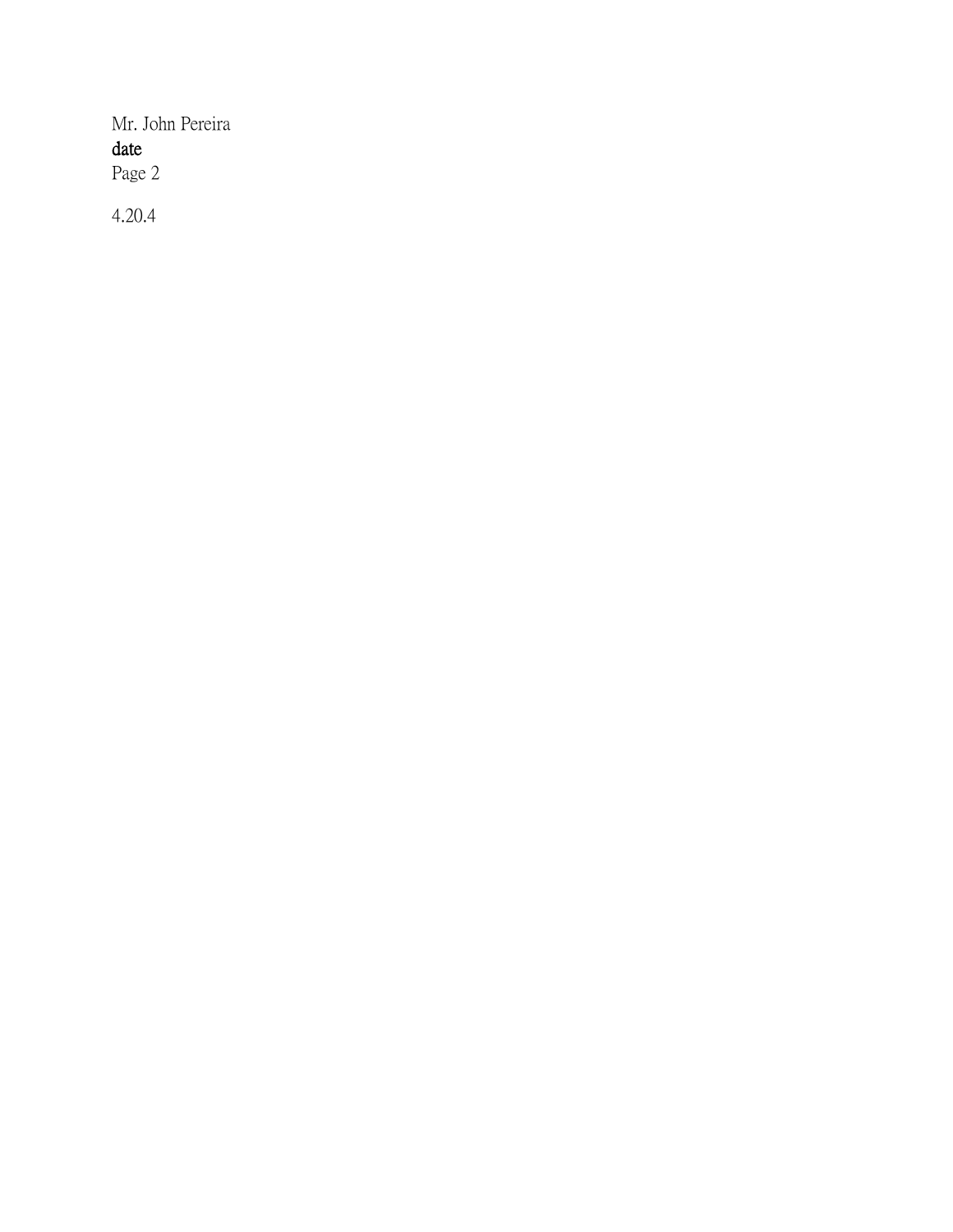4.20.4